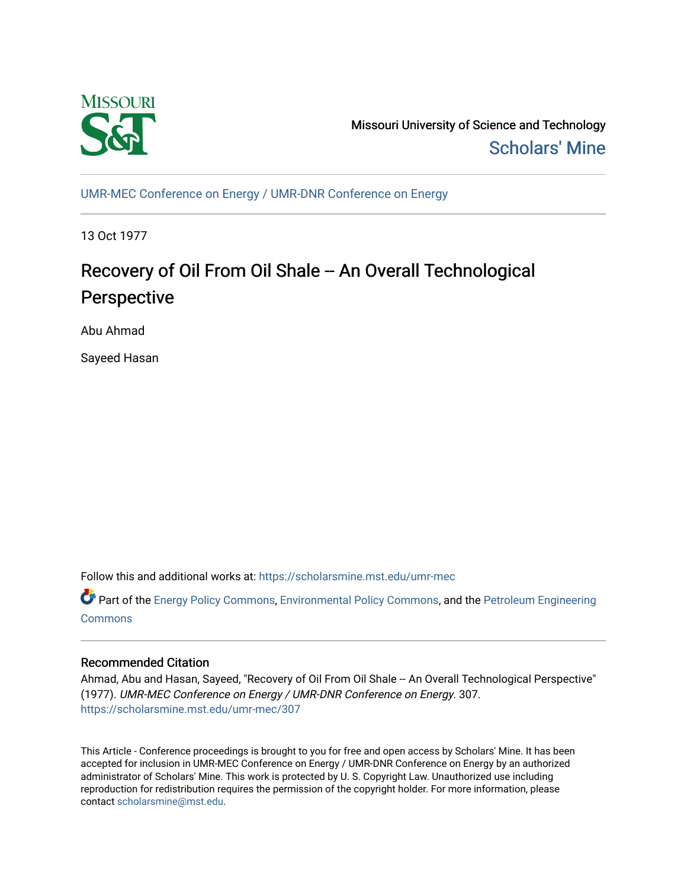Missouri University of Science and Technology

Scholars' Mine

UMR-MEC Conference on Energy / UMR-DNR Conference on Energy

13 Oct 1977

# Recovery of Oil From Oil Shale -- An Overall Technological Perspective

Abu Ahmad

Sayeed Hasan

Follow this and additional works at: https://scholarsmine.mst.edu/umr-mec

Part of the Energy Policy Commons, Environmental Policy Commons, and the Petroleum Engineering Commons

## Recommended Citation

Ahmad, Abu and Hasan, Sayeed, "Recovery of Oil From Oil Shale -- An Overall Technological Perspective" (1977). *UMR-MEC Conference on Energy / UMR-DNR Conference on Energy*. 307.
https://scholarsmine.mst.edu/umr-mec/307

This Article - Conference proceedings is brought to you for free and open access by Scholars' Mine. It has been accepted for inclusion in UMR-MEC Conference on Energy / UMR-DNR Conference on Energy by an authorized administrator of Scholars' Mine. This work is protected by U. S. Copyright Law. Unauthorized use including reproduction for redistribution requires the permission of the copyright holder. For more information, please contact scholarsmine@mst.edu.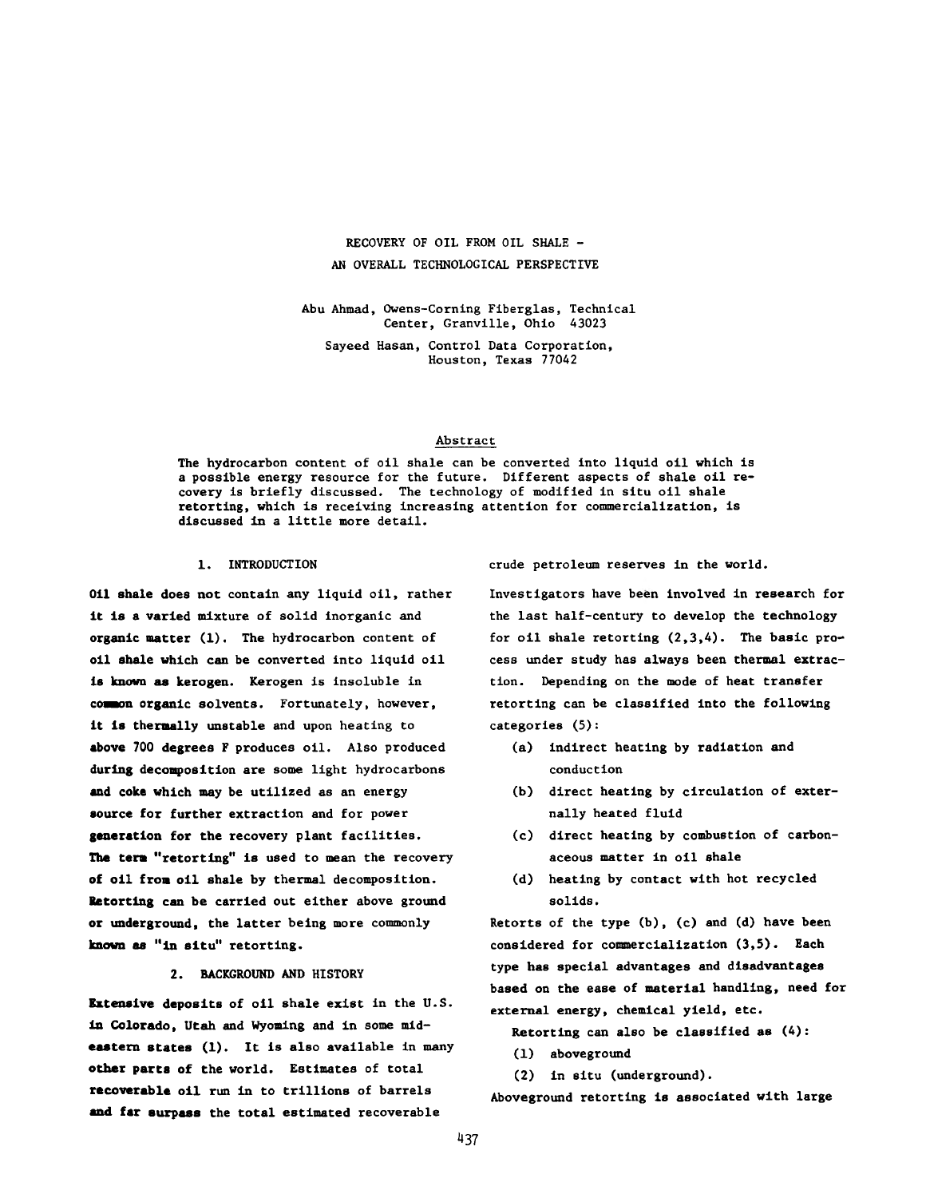# RECOVERY OF OIL FROM OIL SHALE - AN OVERALL TECHNOLOGICAL PERSPECTIVE

Abu Ahmad, Owens-Corning Fiberglas, Technical Center, Granville, Ohio 43023

Sayeed Hasan, Control Data Corporation, Houston, Texas 77042

## Abstract

The hydrocarbon content of oil shale can be converted into liquid oil which is a possible energy resource for the future. Different aspects of shale oil recovery is briefly discussed. The technology of modified in situ oil shale retorting, which is receiving increasing attention for commercialization, is discussed in a little more detail.

## 1. INTRODUCTION

Oil shale does not contain any liquid oil, rather it is a varied mixture of solid inorganic and organic matter (1). The hydrocarbon content of oil shale which can be converted into liquid oil is known as kerogen. Kerogen is insoluble in common organic solvents. Fortunately, however, it is thermally unstable and upon heating to above 700 degrees F produces oil. Also produced during decomposition are some light hydrocarbons and coke which may be utilized as an energy source for further extraction and for power generation for the recovery plant facilities. The term "retorting" is used to mean the recovery of oil from oil shale by thermal decomposition. Retorting can be carried out either above ground or underground, the latter being more commonly known as "in situ" retorting.

## 2. BACKGROUND AND HISTORY

Extensive deposits of oil shale exist in the U.S. in Colorado, Utah and Wyoming and in some mideastern states (1). It is also available in many other parts of the world. Estimates of total recoverable oil run in to trillions of barrels and far surpass the total estimated recoverable crude petroleum reserves in the world.

Investigators have been involved in research for the last half-century to develop the technology for oil shale retorting (2,3,4). The basic process under study has always been thermal extraction. Depending on the mode of heat transfer retorting can be classified into the following categories (5):

(a) indirect heating by radiation and conduction

(b) direct heating by circulation of externally heated fluid

(c) direct heating by combustion of carbonaceous matter in oil shale

(d) heating by contact with hot recycled solids.

Retorts of the type (b), (c) and (d) have been considered for commercialization (3,5). Each type has special advantages and disadvantages based on the ease of material handling, need for external energy, chemical yield, etc.

Retorting can also be classified as (4):

(1) aboveground

(2) in situ (underground).

Aboveground retorting is associated with large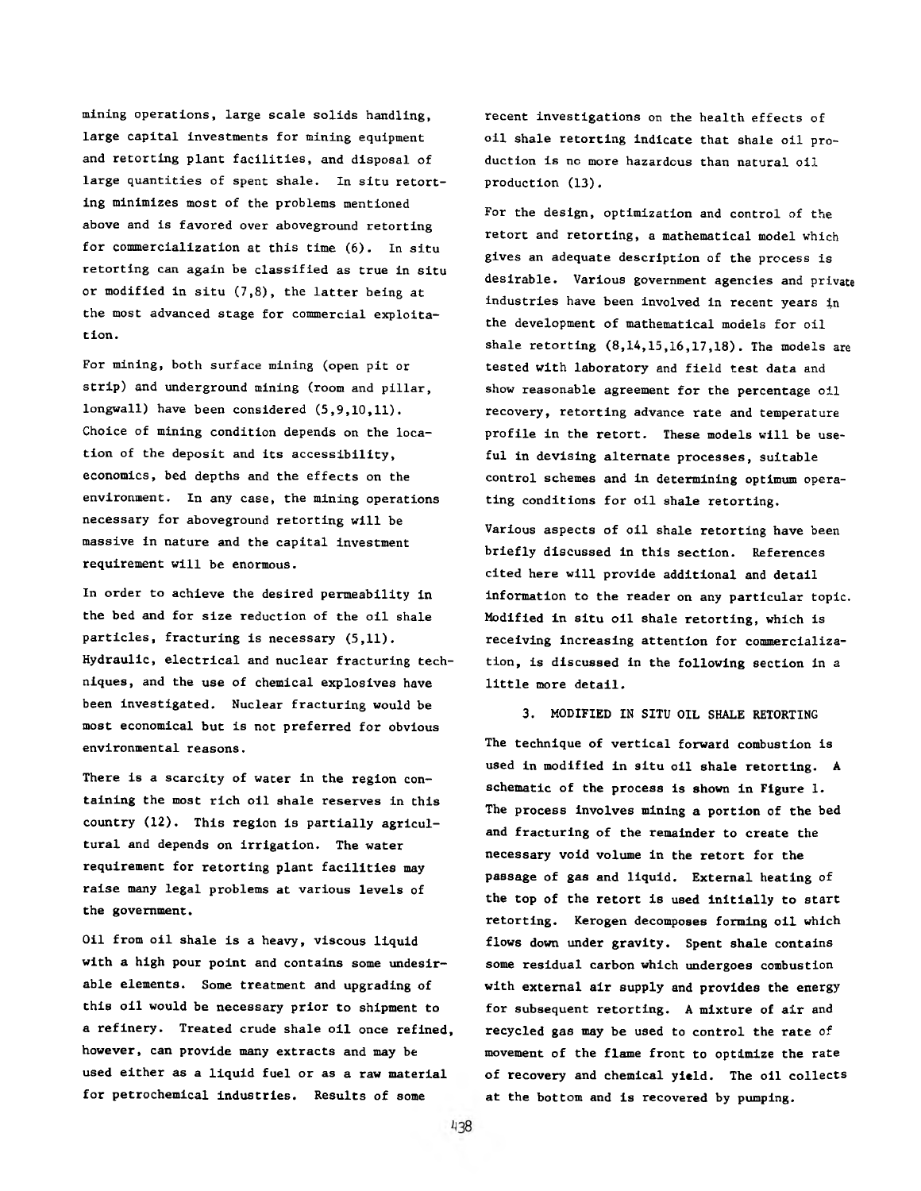mining operations, large scale solids handling, large capital investments for mining equipment and retorting plant facilities, and disposal of large quantities of spent shale. In situ retorting minimizes most of the problems mentioned above and is favored over aboveground retorting for commercialization at this time (6). In situ retorting can again be classified as true in situ or modified in situ (7,8), the latter being at the most advanced stage for commercial exploitation.

For mining, both surface mining (open pit or strip) and underground mining (room and pillar, longwall) have been considered (5,9,10,11). Choice of mining condition depends on the location of the deposit and its accessibility, economics, bed depths and the effects on the environment. In any case, the mining operations necessary for aboveground retorting will be massive in nature and the capital investment requirement will be enormous.

In order to achieve the desired permeability in the bed and for size reduction of the oil shale particles, fracturing is necessary (5,11). Hydraulic, electrical and nuclear fracturing techniques, and the use of chemical explosives have been investigated. Nuclear fracturing would be most economical but is not preferred for obvious environmental reasons.

There is a scarcity of water in the region containing the most rich oil shale reserves in this country (12). This region is partially agricultural and depends on irrigation. The water requirement for retorting plant facilities may raise many legal problems at various levels of the government.

Oil from oil shale is a heavy, viscous liquid with a high pour point and contains some undesirable elements. Some treatment and upgrading of this oil would be necessary prior to shipment to a refinery. Treated crude shale oil once refined, however, can provide many extracts and may be used either as a liquid fuel or as a raw material for petrochemical industries. Results of some recent investigations on the health effects of oil shale retorting indicate that shale oil production is no more hazardous than natural oil production (13).

For the design, optimization and control of the retort and retorting, a mathematical model which gives an adequate description of the process is desirable. Various government agencies and private industries have been involved in recent years in the development of mathematical models for oil shale retorting (8,14,15,16,17,18). The models are tested with laboratory and field test data and show reasonable agreement for the percentage oil recovery, retorting advance rate and temperature profile in the retort. These models will be useful in devising alternate processes, suitable control schemes and in determining optimum operating conditions for oil shale retorting.

Various aspects of oil shale retorting have been briefly discussed in this section. References cited here will provide additional and detail information to the reader on any particular topic. Modified in situ oil shale retorting, which is receiving increasing attention for commercialization, is discussed in the following section in a little more detail.

## 3. MODIFIED IN SITU OIL SHALE RETORTING

The technique of vertical forward combustion is used in modified in situ oil shale retorting. A schematic of the process is shown in Figure 1. The process involves mining a portion of the bed and fracturing of the remainder to create the necessary void volume in the retort for the passage of gas and liquid. External heating of the top of the retort is used initially to start retorting. Kerogen decomposes forming oil which flows down under gravity. Spent shale contains some residual carbon which undergoes combustion with external air supply and provides the energy for subsequent retorting. A mixture of air and recycled gas may be used to control the rate of movement of the flame front to optimize the rate of recovery and chemical yield. The oil collects at the bottom and is recovered by pumping.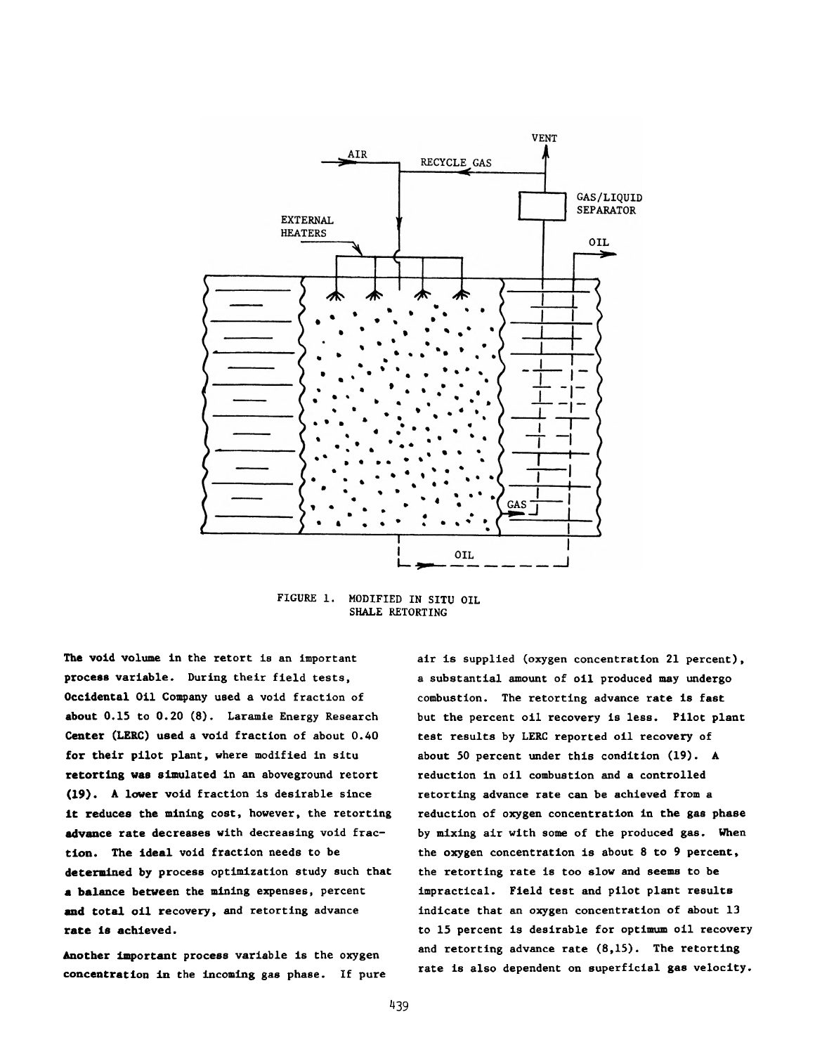FIGURE 1. MODIFIED IN SITU OIL SHALE RETORTING

The void volume in the retort is an important process variable. During their field tests, Occidental Oil Company used a void fraction of about 0.15 to 0.20 (8). Laramie Energy Research Center (LERC) used a void fraction of about 0.40 for their pilot plant, where modified in situ retorting was simulated in an aboveground retort (19). A lower void fraction is desirable since it reduces the mining cost, however, the retorting advance rate decreases with decreasing void fraction. The ideal void fraction needs to be determined by process optimization study such that a balance between the mining expenses, percent and total oil recovery, and retorting advance rate is achieved.

Another important process variable is the oxygen concentration in the incoming gas phase. If pure air is supplied (oxygen concentration 21 percent), a substantial amount of oil produced may undergo combustion. The retorting advance rate is fast but the percent oil recovery is less. Pilot plant test results by LERC reported oil recovery of about 50 percent under this condition (19). A reduction in oil combustion and a controlled retorting advance rate can be achieved from a reduction of oxygen concentration in the gas phase by mixing air with some of the produced gas. When the oxygen concentration is about 8 to 9 percent, the retorting rate is too slow and seems to be impractical. Field test and pilot plant results indicate that an oxygen concentration of about 13 to 15 percent is desirable for optimum oil recovery and retorting advance rate (8,15). The retorting rate is also dependent on superficial gas velocity.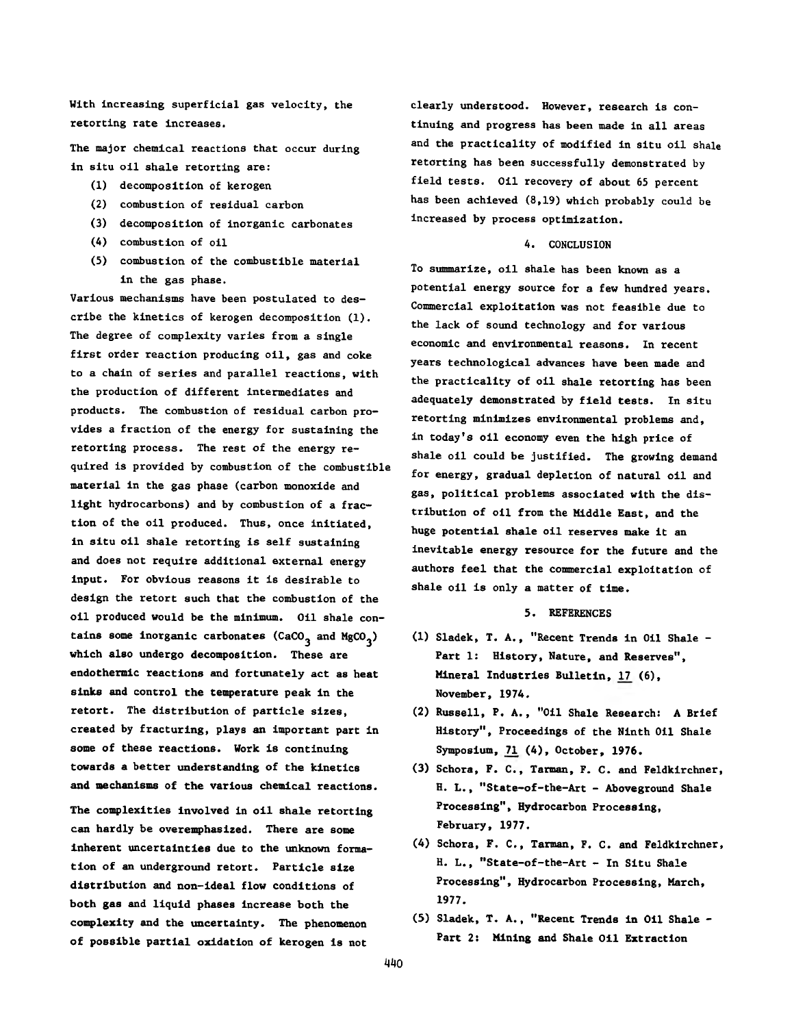With increasing superficial gas velocity, the retorting rate increases.

The major chemical reactions that occur during in situ oil shale retorting are:

(1) decomposition of kerogen
(2) combustion of residual carbon
(3) decomposition of inorganic carbonates
(4) combustion of oil
(5) combustion of the combustible material in the gas phase.

Various mechanisms have been postulated to describe the kinetics of kerogen decomposition (1). The degree of complexity varies from a single first order reaction producing oil, gas and coke to a chain of series and parallel reactions, with the production of different intermediates and products. The combustion of residual carbon provides a fraction of the energy for sustaining the retorting process. The rest of the energy required is provided by combustion of the combustible material in the gas phase (carbon monoxide and light hydrocarbons) and by combustion of a fraction of the oil produced. Thus, once initiated, in situ oil shale retorting is self sustaining and does not require additional external energy input. For obvious reasons it is desirable to design the retort such that the combustion of the oil produced would be the minimum. Oil shale contains some inorganic carbonates ($CaCO_3$ and $MgCO_3$) which also undergo decomposition. These are endothermic reactions and fortunately act as heat sinks and control the temperature peak in the retort. The distribution of particle sizes, created by fracturing, plays an important part in some of these reactions. Work is continuing towards a better understanding of the kinetics and mechanisms of the various chemical reactions.

The complexities involved in oil shale retorting can hardly be overemphasized. There are some inherent uncertainties due to the unknown formation of an underground retort. Particle size distribution and non-ideal flow conditions of both gas and liquid phases increase both the complexity and the uncertainty. The phenomenon of possible partial oxidation of kerogen is not clearly understood. However, research is continuing and progress has been made in all areas and the practicality of modified in situ oil shale retorting has been successfully demonstrated by field tests. Oil recovery of about 65 percent has been achieved (8,19) which probably could be increased by process optimization.

## 4. CONCLUSION

To summarize, oil shale has been known as a potential energy source for a few hundred years. Commercial exploitation was not feasible due to the lack of sound technology and for various economic and environmental reasons. In recent years technological advances have been made and the practicality of oil shale retorting has been adequately demonstrated by field tests. In situ retorting minimizes environmental problems and, in today's oil economy even the high price of shale oil could be justified. The growing demand for energy, gradual depletion of natural oil and gas, political problems associated with the distribution of oil from the Middle East, and the huge potential shale oil reserves make it an inevitable energy resource for the future and the authors feel that the commercial exploitation of shale oil is only a matter of time.

## 5. REFERENCES

(1) Sladek, T. A., "Recent Trends in Oil Shale - Part 1: History, Nature, and Reserves", Mineral Industries Bulletin, 17 (6), November, 1974.

(2) Russell, P. A., "Oil Shale Research: A Brief History", Proceedings of the Ninth Oil Shale Symposium, 71 (4), October, 1976.

(3) Schora, F. C., Tarman, P. C. and Feldkirchner, H. L., "State-of-the-Art - Aboveground Shale Processing", Hydrocarbon Processing, February, 1977.

(4) Schora, F. C., Tarman, P. C. and Feldkirchner, H. L., "State-of-the-Art - In Situ Shale Processing", Hydrocarbon Processing, March, 1977.

(5) Sladek, T. A., "Recent Trends in Oil Shale - Part 2: Mining and Shale Oil Extraction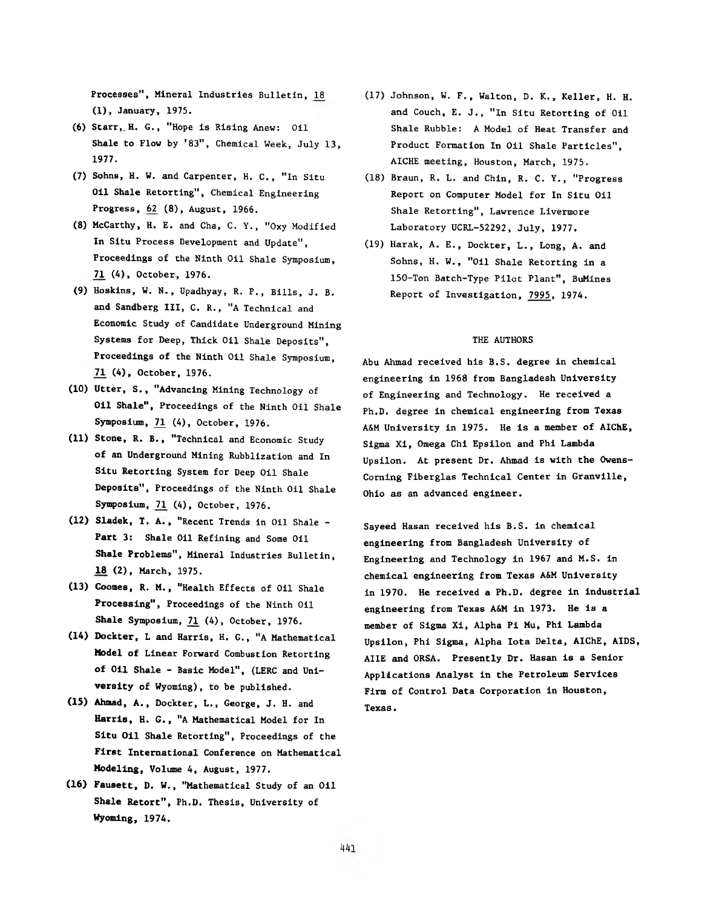Processes", Mineral Industries Bulletin, 18 (1), January, 1975.

(6) Starr, H. G., "Hope is Rising Anew: Oil Shale to Flow by '83", Chemical Week, July 13, 1977.

(7) Sohns, H. W. and Carpenter, H. C., "In Situ Oil Shale Retorting", Chemical Engineering Progress, 62 (8), August, 1966.

(8) McCarthy, H. E. and Cha, C. Y., "Oxy Modified In Situ Process Development and Update", Proceedings of the Ninth Oil Shale Symposium, 71 (4), October, 1976.

(9) Hoskins, W. N., Upadhyay, R. P., Bills, J. B. and Sandberg III, C. R., "A Technical and Economic Study of Candidate Underground Mining Systems for Deep, Thick Oil Shale Deposits", Proceedings of the Ninth Oil Shale Symposium, 71 (4), October, 1976.

(10) Utter, S., "Advancing Mining Technology of Oil Shale", Proceedings of the Ninth Oil Shale Symposium, 71 (4), October, 1976.

(11) Stone, R. B., "Technical and Economic Study of an Underground Mining Rubblization and In Situ Retorting System for Deep Oil Shale Deposits", Proceedings of the Ninth Oil Shale Symposium, 71 (4), October, 1976.

(12) Sladek, T. A., "Recent Trends in Oil Shale - Part 3: Shale Oil Refining and Some Oil Shale Problems", Mineral Industries Bulletin, 18 (2), March, 1975.

(13) Coomes, R. M., "Health Effects of Oil Shale Processing", Proceedings of the Ninth Oil Shale Symposium, 71 (4), October, 1976.

(14) Dockter, L and Harris, H. G., "A Mathematical Model of Linear Forward Combustion Retorting of Oil Shale - Basic Model", (LERC and University of Wyoming), to be published.

(15) Ahmad, A., Dockter, L., George, J. H. and Harris, H. G., "A Mathematical Model for In Situ Oil Shale Retorting", Proceedings of the First International Conference on Mathematical Modeling, Volume 4, August, 1977.

(16) Fausett, D. W., "Mathematical Study of an Oil Shale Retort", Ph.D. Thesis, University of Wyoming, 1974.

(17) Johnson, W. F., Walton, D. K., Keller, H. H. and Couch, E. J., "In Situ Retorting of Oil Shale Rubble: A Model of Heat Transfer and Product Formation In Oil Shale Particles", AICHE meeting, Houston, March, 1975.

(18) Braun, R. L. and Chin, R. C. Y., "Progress Report on Computer Model for In Situ Oil Shale Retorting", Lawrence Livermore Laboratory UCRL-52292, July, 1977.

(19) Harak, A. E., Dockter, L., Long, A. and Sohns, H. W., "Oil Shale Retorting in a 150-Ton Batch-Type Pilot Plant", BuMines Report of Investigation, 7995, 1974.

## THE AUTHORS

Abu Ahmad received his B.S. degree in chemical engineering in 1968 from Bangladesh University of Engineering and Technology. He received a Ph.D. degree in chemical engineering from Texas A&M University in 1975. He is a member of AIChE, Sigma Xi, Omega Chi Epsilon and Phi Lambda Upsilon. At present Dr. Ahmad is with the Owens-Corning Fiberglas Technical Center in Granville, Ohio as an advanced engineer.

Sayeed Hasan received his B.S. in chemical engineering from Bangladesh University of Engineering and Technology in 1967 and M.S. in chemical engineering from Texas A&M University in 1970. He received a Ph.D. degree in industrial engineering from Texas A&M in 1973. He is a member of Sigma Xi, Alpha Pi Mu, Phi Lambda Upsilon, Phi Sigma, Alpha Iota Delta, AIChE, AIDS, AIIE and ORSA. Presently Dr. Hasan is a Senior Applications Analyst in the Petroleum Services Firm of Control Data Corporation in Houston, Texas.